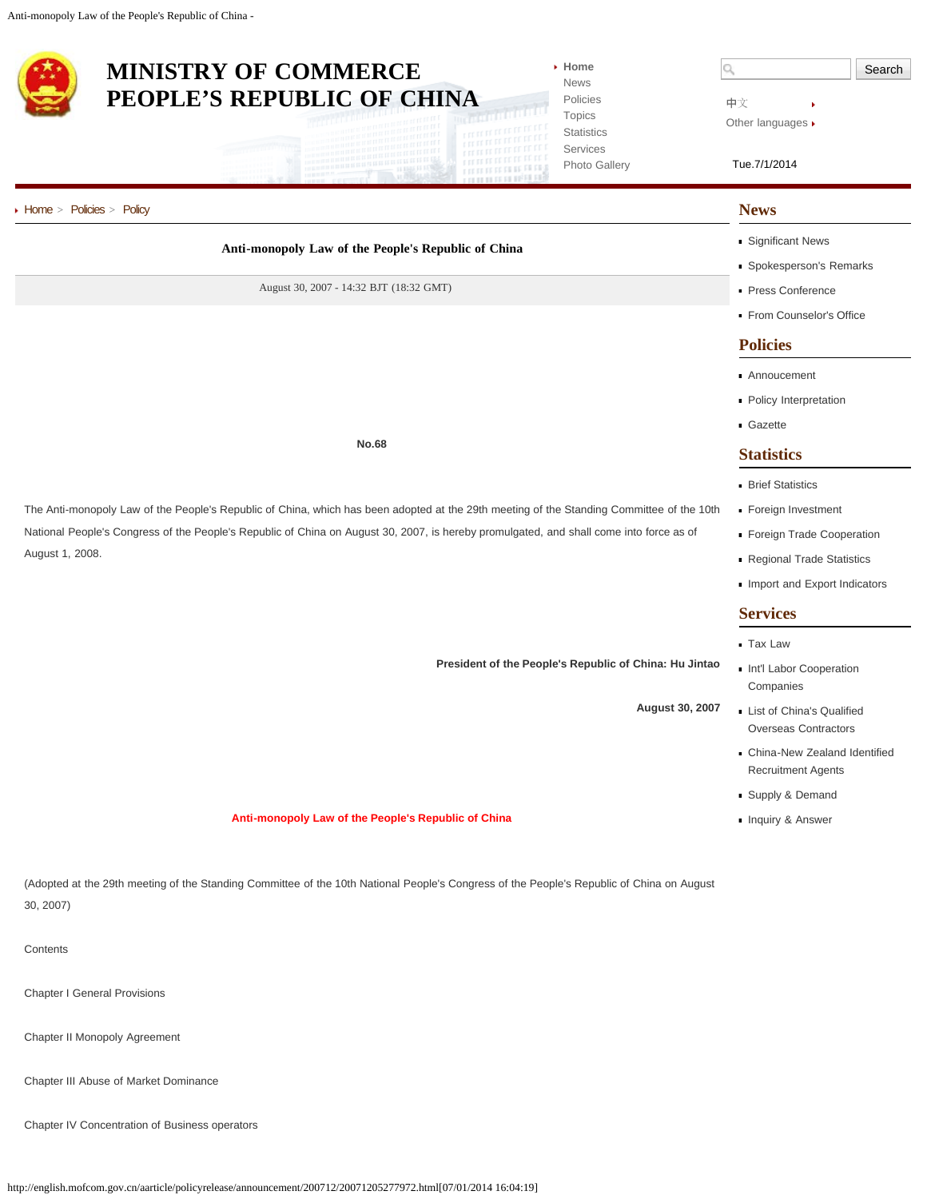# Anti-monopoly Law of the People's Republic of China

August 30, 2007 - 14:32 BJT (18:32 GMT)

**No.68**

The Anti-monopoly Law of the People's Republic of China, which has been adopted at the 29th meeting of the Standing Committee of the 10th National People's Congress of the People's Republic of China on August 30, 2007, is hereby promulgated, and shall come into force as of August 1, 2008.

**President of the People's Republic of China: Hu Jintao**

**August 30, 2007**

## Anti-monopoly Law of the People's Republic of China

(Adopted at the 29th meeting of the Standing Committee of the 10th National People's Congress of the People's Republic of China on August 30, 2007)

Contents

Chapter I General Provisions

Chapter II Monopoly Agreement

Chapter III Abuse of Market Dominance

Chapter IV Concentration of Business operators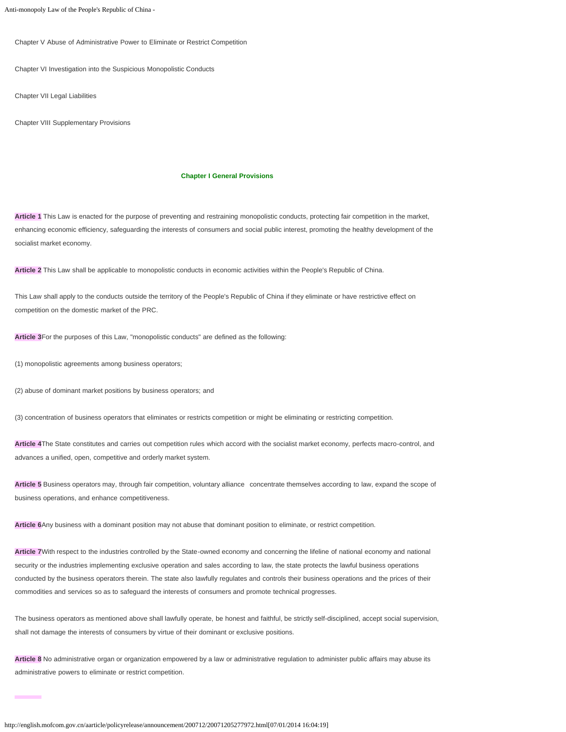Chapter V Abuse of Administrative Power to Eliminate or Restrict Competition

Chapter VI Investigation into the Suspicious Monopolistic Conducts

Chapter VII Legal Liabilities

Chapter VIII Supplementary Provisions

## Chapter I General Provisions

**Article 1** This Law is enacted for the purpose of preventing and restraining monopolistic conducts, protecting fair competition in the market, enhancing economic efficiency, safeguarding the interests of consumers and social public interest, promoting the healthy development of the socialist market economy.

**Article 2** This Law shall be applicable to monopolistic conducts in economic activities within the People's Republic of China.

This Law shall apply to the conducts outside the territory of the People's Republic of China if they eliminate or have restrictive effect on competition on the domestic market of the PRC.

**Article 3**For the purposes of this Law, "monopolistic conducts" are defined as the following:

(1) monopolistic agreements among business operators;

(2) abuse of dominant market positions by business operators; and

(3) concentration of business operators that eliminates or restricts competition or might be eliminating or restricting competition.

**Article 4**The State constitutes and carries out competition rules which accord with the socialist market economy, perfects macro-control, and advances a unified, open, competitive and orderly market system.

**Article 5** Business operators may, through fair competition, voluntary alliance concentrate themselves according to law, expand the scope of business operations, and enhance competitiveness.

**Article 6**Any business with a dominant position may not abuse that dominant position to eliminate, or restrict competition.

**Article 7**With respect to the industries controlled by the State-owned economy and concerning the lifeline of national economy and national security or the industries implementing exclusive operation and sales according to law, the state protects the lawful business operations conducted by the business operators therein. The state also lawfully regulates and controls their business operations and the prices of their commodities and services so as to safeguard the interests of consumers and promote technical progresses.

The business operators as mentioned above shall lawfully operate, be honest and faithful, be strictly self-disciplined, accept social supervision, shall not damage the interests of consumers by virtue of their dominant or exclusive positions.

**Article 8** No administrative organ or organization empowered by a law or administrative regulation to administer public affairs may abuse its administrative powers to eliminate or restrict competition.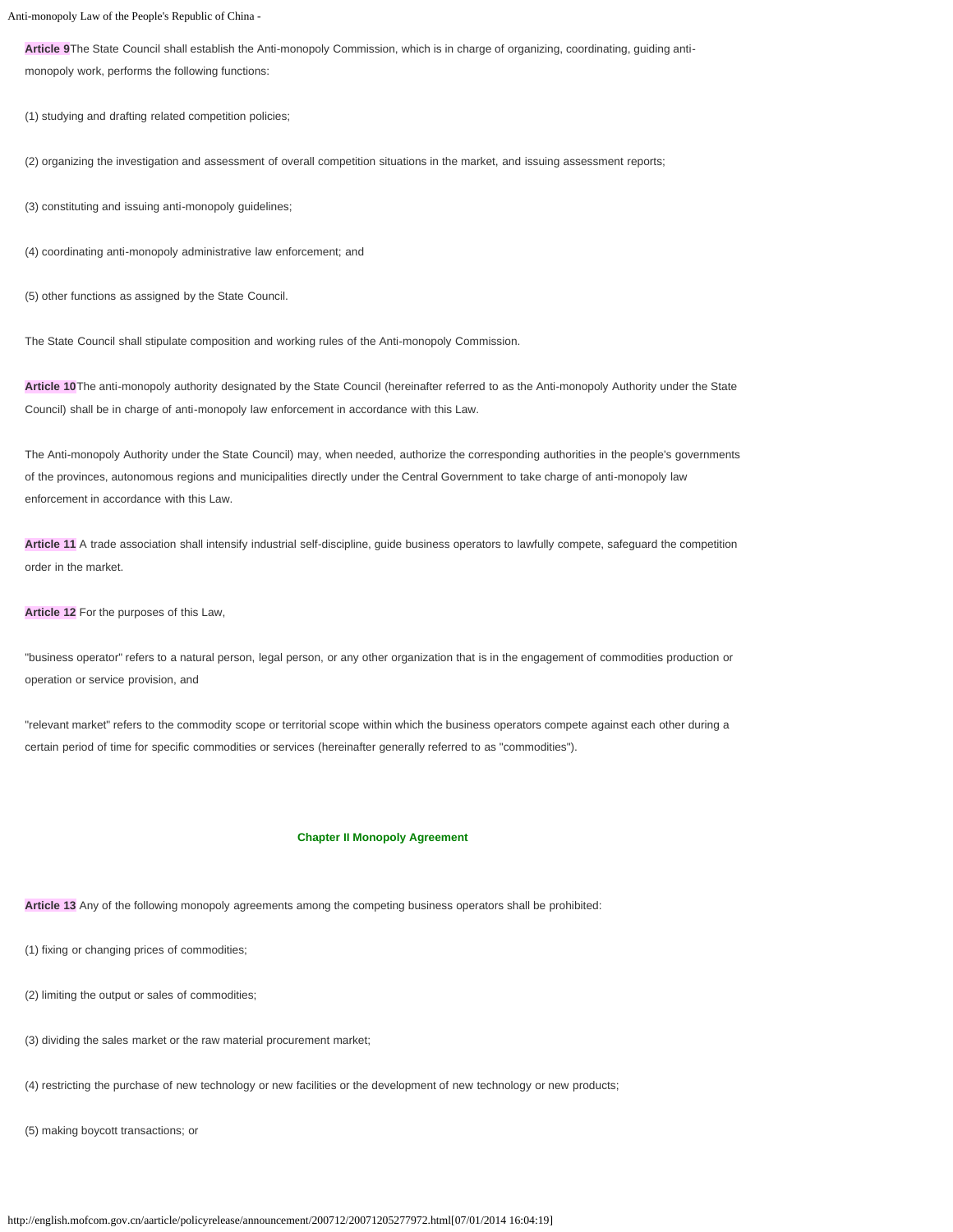**Article 9** The State Council shall establish the Anti-monopoly Commission, which is in charge of organizing, coordinating, guiding anti-monopoly work, performs the following functions:

(1) studying and drafting related competition policies;

(2) organizing the investigation and assessment of overall competition situations in the market, and issuing assessment reports;

(3) constituting and issuing anti-monopoly guidelines;

(4) coordinating anti-monopoly administrative law enforcement; and

(5) other functions as assigned by the State Council.

The State Council shall stipulate composition and working rules of the Anti-monopoly Commission.

**Article 10** The anti-monopoly authority designated by the State Council (hereinafter referred to as the Anti-monopoly Authority under the State Council) shall be in charge of anti-monopoly law enforcement in accordance with this Law.

The Anti-monopoly Authority under the State Council) may, when needed, authorize the corresponding authorities in the people's governments of the provinces, autonomous regions and municipalities directly under the Central Government to take charge of anti-monopoly law enforcement in accordance with this Law.

**Article 11** A trade association shall intensify industrial self-discipline, guide business operators to lawfully compete, safeguard the competition order in the market.

**Article 12** For the purposes of this Law,

"business operator" refers to a natural person, legal person, or any other organization that is in the engagement of commodities production or operation or service provision, and

"relevant market" refers to the commodity scope or territorial scope within which the business operators compete against each other during a certain period of time for specific commodities or services (hereinafter generally referred to as "commodities").

## Chapter II Monopoly Agreement

**Article 13** Any of the following monopoly agreements among the competing business operators shall be prohibited:

(1) fixing or changing prices of commodities;

(2) limiting the output or sales of commodities;

(3) dividing the sales market or the raw material procurement market;

(4) restricting the purchase of new technology or new facilities or the development of new technology or new products;

(5) making boycott transactions; or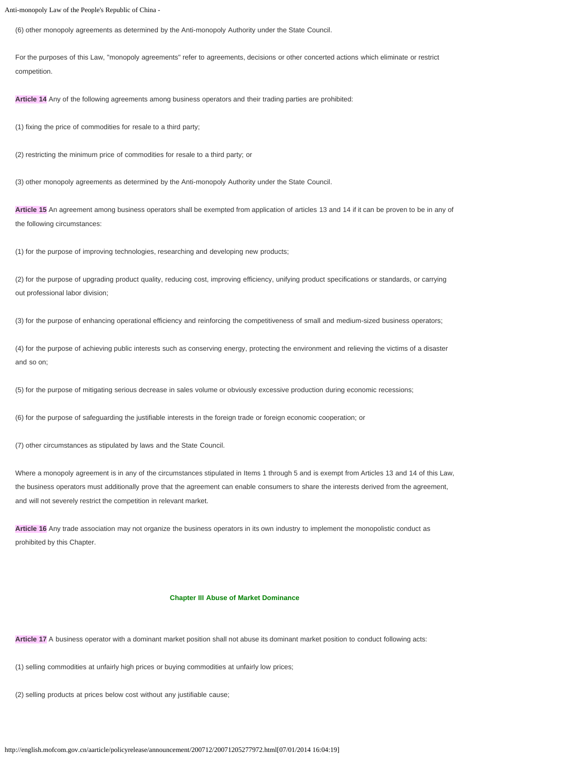(6) other monopoly agreements as determined by the Anti-monopoly Authority under the State Council.

For the purposes of this Law, "monopoly agreements" refer to agreements, decisions or other concerted actions which eliminate or restrict competition.

**Article 14** Any of the following agreements among business operators and their trading parties are prohibited:

(1) fixing the price of commodities for resale to a third party;

(2) restricting the minimum price of commodities for resale to a third party; or

(3) other monopoly agreements as determined by the Anti-monopoly Authority under the State Council.

**Article 15** An agreement among business operators shall be exempted from application of articles 13 and 14 if it can be proven to be in any of the following circumstances:

(1) for the purpose of improving technologies, researching and developing new products;

(2) for the purpose of upgrading product quality, reducing cost, improving efficiency, unifying product specifications or standards, or carrying out professional labor division;

(3) for the purpose of enhancing operational efficiency and reinforcing the competitiveness of small and medium-sized business operators;

(4) for the purpose of achieving public interests such as conserving energy, protecting the environment and relieving the victims of a disaster and so on;

(5) for the purpose of mitigating serious decrease in sales volume or obviously excessive production during economic recessions;

(6) for the purpose of safeguarding the justifiable interests in the foreign trade or foreign economic cooperation; or

(7) other circumstances as stipulated by laws and the State Council.

Where a monopoly agreement is in any of the circumstances stipulated in Items 1 through 5 and is exempt from Articles 13 and 14 of this Law, the business operators must additionally prove that the agreement can enable consumers to share the interests derived from the agreement, and will not severely restrict the competition in relevant market.

**Article 16** Any trade association may not organize the business operators in its own industry to implement the monopolistic conduct as prohibited by this Chapter.

## Chapter III Abuse of Market Dominance

**Article 17** A business operator with a dominant market position shall not abuse its dominant market position to conduct following acts:

(1) selling commodities at unfairly high prices or buying commodities at unfairly low prices;

(2) selling products at prices below cost without any justifiable cause;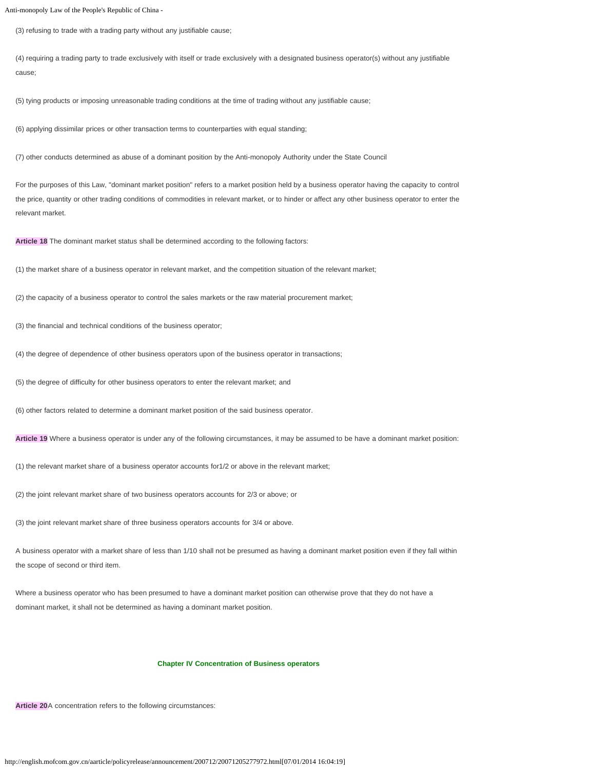(3) refusing to trade with a trading party without any justifiable cause;

(4) requiring a trading party to trade exclusively with itself or trade exclusively with a designated business operator(s) without any justifiable cause;

(5) tying products or imposing unreasonable trading conditions at the time of trading without any justifiable cause;

(6) applying dissimilar prices or other transaction terms to counterparties with equal standing;

(7) other conducts determined as abuse of a dominant position by the Anti-monopoly Authority under the State Council

For the purposes of this Law, "dominant market position" refers to a market position held by a business operator having the capacity to control the price, quantity or other trading conditions of commodities in relevant market, or to hinder or affect any other business operator to enter the relevant market.

**Article 18** The dominant market status shall be determined according to the following factors:

(1) the market share of a business operator in relevant market, and the competition situation of the relevant market;

(2) the capacity of a business operator to control the sales markets or the raw material procurement market;

(3) the financial and technical conditions of the business operator;

(4) the degree of dependence of other business operators upon of the business operator in transactions;

(5) the degree of difficulty for other business operators to enter the relevant market; and

(6) other factors related to determine a dominant market position of the said business operator.

**Article 19** Where a business operator is under any of the following circumstances, it may be assumed to be have a dominant market position:

(1) the relevant market share of a business operator accounts for1/2 or above in the relevant market;

(2) the joint relevant market share of two business operators accounts for 2/3 or above; or

(3) the joint relevant market share of three business operators accounts for 3/4 or above.

A business operator with a market share of less than 1/10 shall not be presumed as having a dominant market position even if they fall within the scope of second or third item.

Where a business operator who has been presumed to have a dominant market position can otherwise prove that they do not have a dominant market, it shall not be determined as having a dominant market position.

## Chapter IV Concentration of Business operators

**Article 20**A concentration refers to the following circumstances: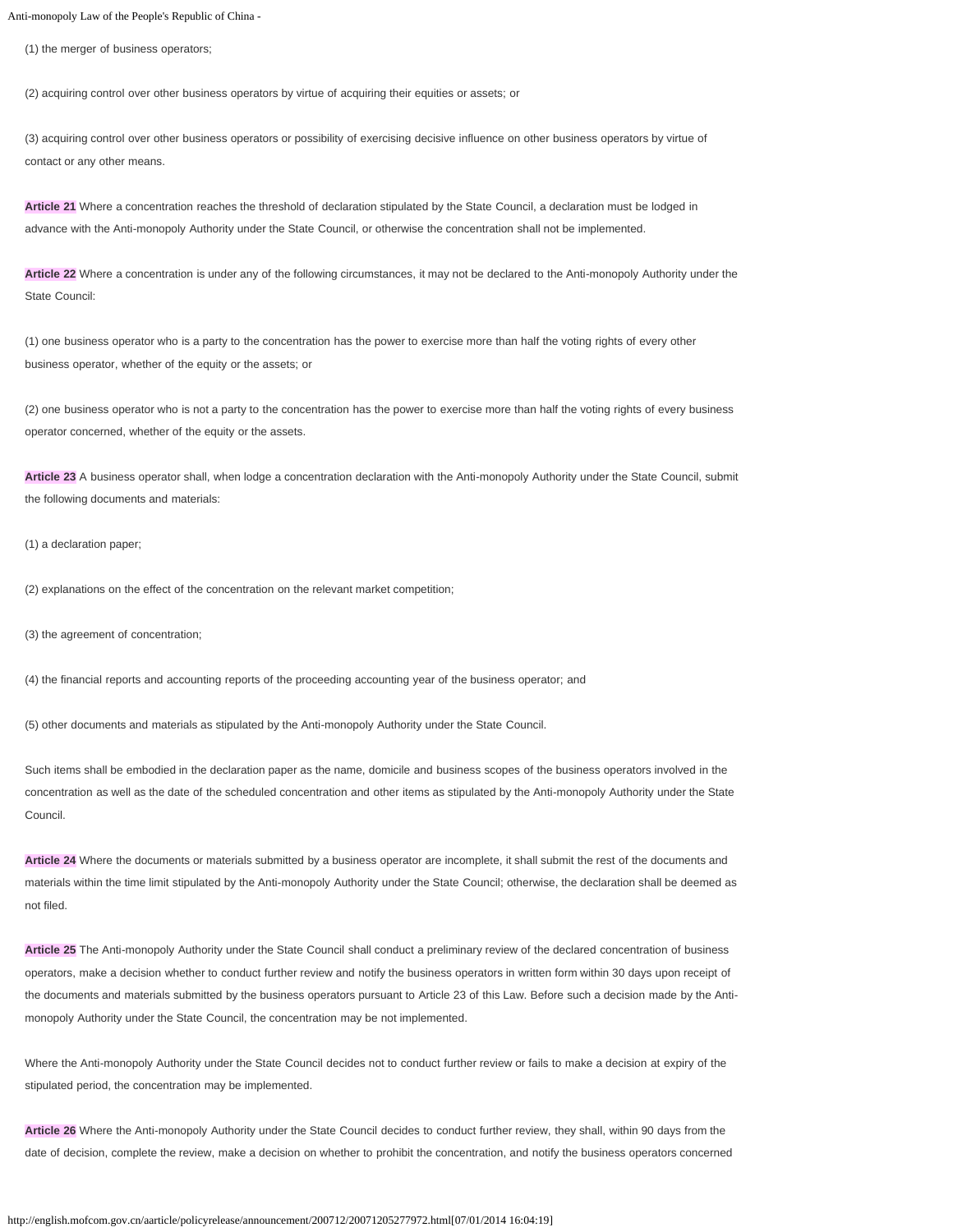(1) the merger of business operators;

(2) acquiring control over other business operators by virtue of acquiring their equities or assets; or

(3) acquiring control over other business operators or possibility of exercising decisive influence on other business operators by virtue of contact or any other means.

**Article 21** Where a concentration reaches the threshold of declaration stipulated by the State Council, a declaration must be lodged in advance with the Anti-monopoly Authority under the State Council, or otherwise the concentration shall not be implemented.

**Article 22** Where a concentration is under any of the following circumstances, it may not be declared to the Anti-monopoly Authority under the State Council:

(1) one business operator who is a party to the concentration has the power to exercise more than half the voting rights of every other business operator, whether of the equity or the assets; or

(2) one business operator who is not a party to the concentration has the power to exercise more than half the voting rights of every business operator concerned, whether of the equity or the assets.

**Article 23** A business operator shall, when lodge a concentration declaration with the Anti-monopoly Authority under the State Council, submit the following documents and materials:

(1) a declaration paper;

(2) explanations on the effect of the concentration on the relevant market competition;

(3) the agreement of concentration;

(4) the financial reports and accounting reports of the proceeding accounting year of the business operator; and

(5) other documents and materials as stipulated by the Anti-monopoly Authority under the State Council.

Such items shall be embodied in the declaration paper as the name, domicile and business scopes of the business operators involved in the concentration as well as the date of the scheduled concentration and other items as stipulated by the Anti-monopoly Authority under the State Council.

**Article 24** Where the documents or materials submitted by a business operator are incomplete, it shall submit the rest of the documents and materials within the time limit stipulated by the Anti-monopoly Authority under the State Council; otherwise, the declaration shall be deemed as not filed.

**Article 25** The Anti-monopoly Authority under the State Council shall conduct a preliminary review of the declared concentration of business operators, make a decision whether to conduct further review and notify the business operators in written form within 30 days upon receipt of the documents and materials submitted by the business operators pursuant to Article 23 of this Law. Before such a decision made by the Anti-monopoly Authority under the State Council, the concentration may be not implemented.

Where the Anti-monopoly Authority under the State Council decides not to conduct further review or fails to make a decision at expiry of the stipulated period, the concentration may be implemented.

**Article 26** Where the Anti-monopoly Authority under the State Council decides to conduct further review, they shall, within 90 days from the date of decision, complete the review, make a decision on whether to prohibit the concentration, and notify the business operators concerned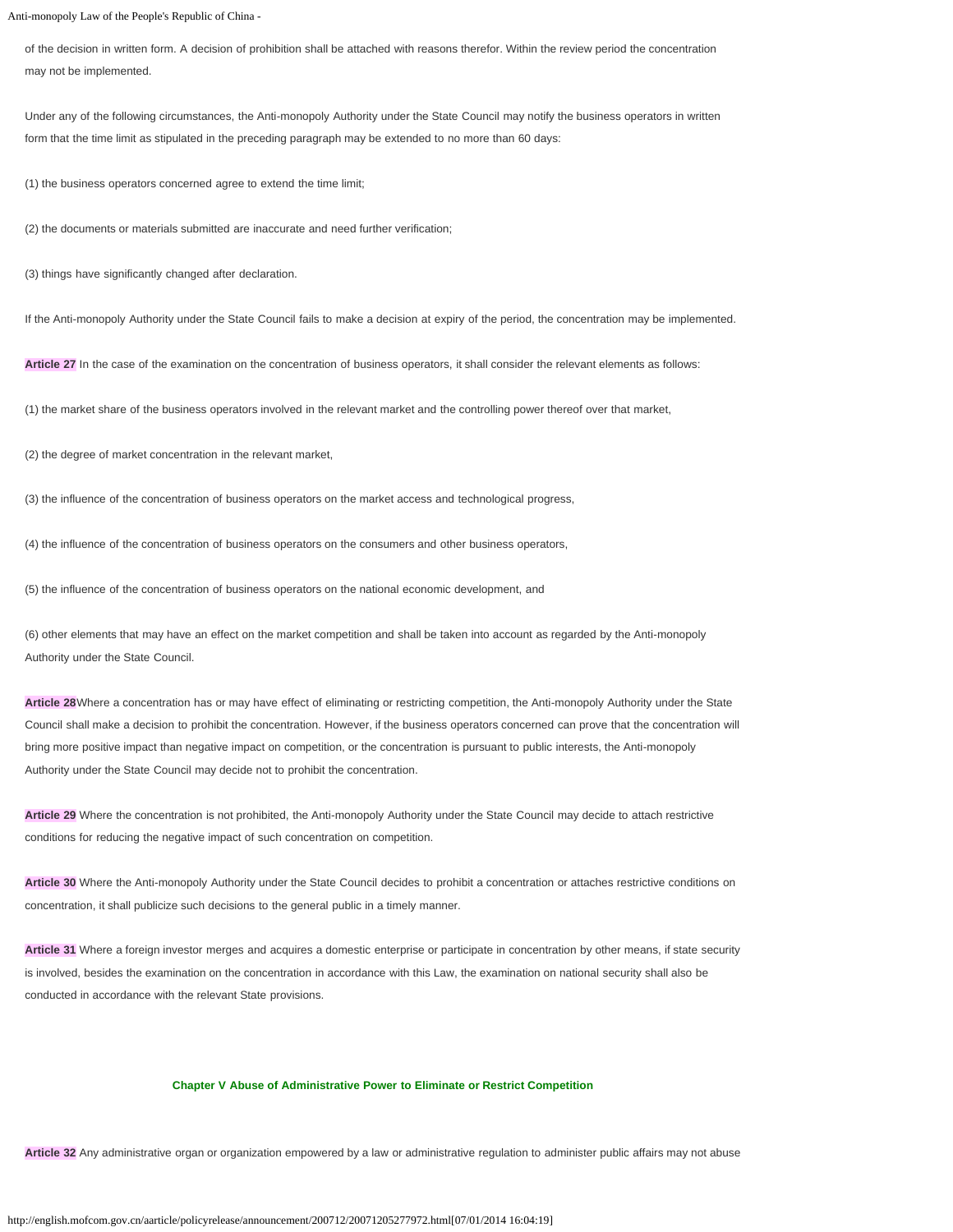of the decision in written form. A decision of prohibition shall be attached with reasons therefor. Within the review period the concentration may not be implemented.

Under any of the following circumstances, the Anti-monopoly Authority under the State Council may notify the business operators in written form that the time limit as stipulated in the preceding paragraph may be extended to no more than 60 days:

(1) the business operators concerned agree to extend the time limit;

(2) the documents or materials submitted are inaccurate and need further verification;

(3) things have significantly changed after declaration.

If the Anti-monopoly Authority under the State Council fails to make a decision at expiry of the period, the concentration may be implemented.

**Article 27** In the case of the examination on the concentration of business operators, it shall consider the relevant elements as follows:

(1) the market share of the business operators involved in the relevant market and the controlling power thereof over that market,

(2) the degree of market concentration in the relevant market,

(3) the influence of the concentration of business operators on the market access and technological progress,

(4) the influence of the concentration of business operators on the consumers and other business operators,

(5) the influence of the concentration of business operators on the national economic development, and

(6) other elements that may have an effect on the market competition and shall be taken into account as regarded by the Anti-monopoly Authority under the State Council.

**Article 28**Where a concentration has or may have effect of eliminating or restricting competition, the Anti-monopoly Authority under the State Council shall make a decision to prohibit the concentration. However, if the business operators concerned can prove that the concentration will bring more positive impact than negative impact on competition, or the concentration is pursuant to public interests, the Anti-monopoly Authority under the State Council may decide not to prohibit the concentration.

**Article 29** Where the concentration is not prohibited, the Anti-monopoly Authority under the State Council may decide to attach restrictive conditions for reducing the negative impact of such concentration on competition.

**Article 30** Where the Anti-monopoly Authority under the State Council decides to prohibit a concentration or attaches restrictive conditions on concentration, it shall publicize such decisions to the general public in a timely manner.

**Article 31** Where a foreign investor merges and acquires a domestic enterprise or participate in concentration by other means, if state security is involved, besides the examination on the concentration in accordance with this Law, the examination on national security shall also be conducted in accordance with the relevant State provisions.

## Chapter V Abuse of Administrative Power to Eliminate or Restrict Competition

**Article 32** Any administrative organ or organization empowered by a law or administrative regulation to administer public affairs may not abuse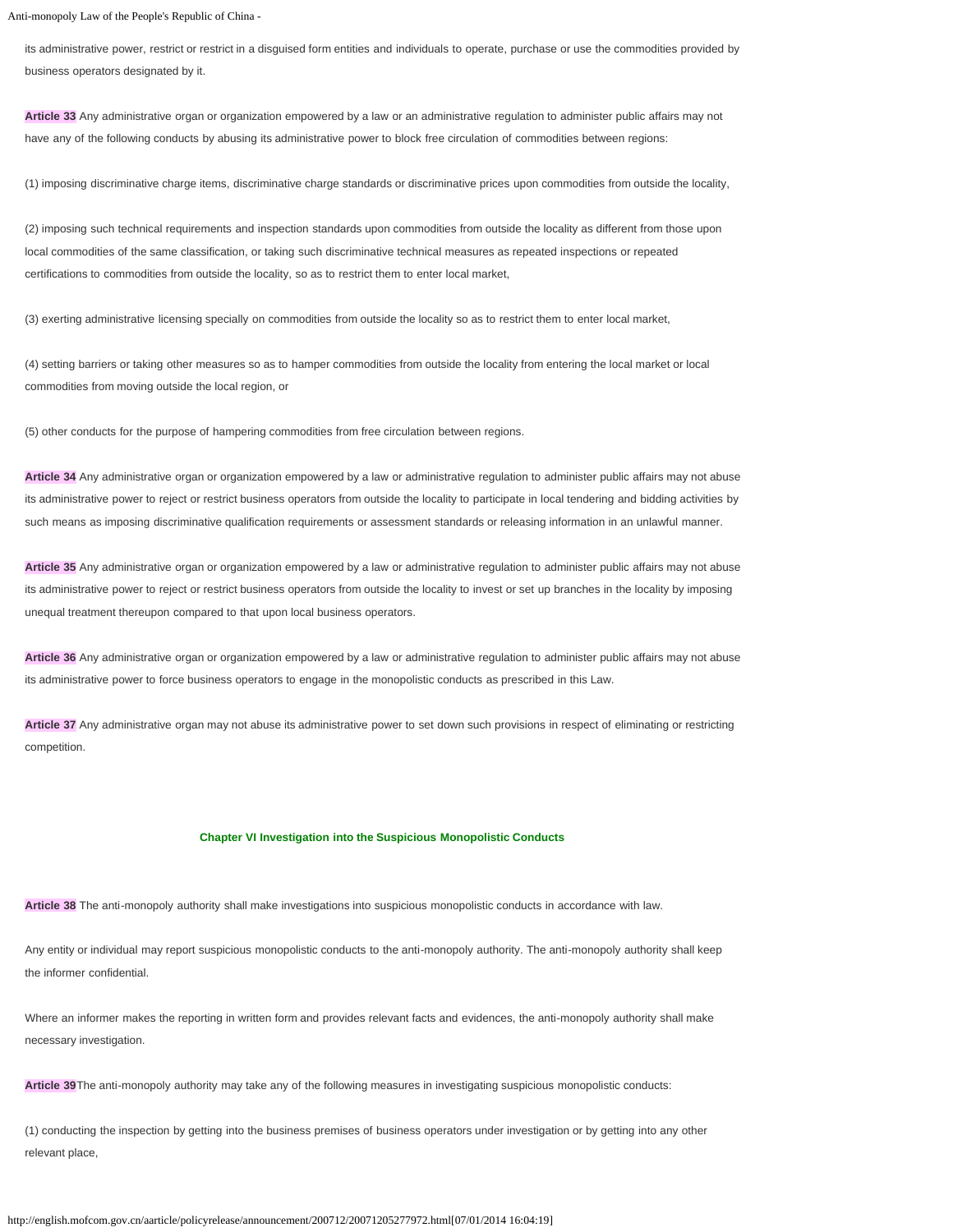its administrative power, restrict or restrict in a disguised form entities and individuals to operate, purchase or use the commodities provided by business operators designated by it.

**Article 33** Any administrative organ or organization empowered by a law or an administrative regulation to administer public affairs may not have any of the following conducts by abusing its administrative power to block free circulation of commodities between regions:

(1) imposing discriminative charge items, discriminative charge standards or discriminative prices upon commodities from outside the locality,

(2) imposing such technical requirements and inspection standards upon commodities from outside the locality as different from those upon local commodities of the same classification, or taking such discriminative technical measures as repeated inspections or repeated certifications to commodities from outside the locality, so as to restrict them to enter local market,

(3) exerting administrative licensing specially on commodities from outside the locality so as to restrict them to enter local market,

(4) setting barriers or taking other measures so as to hamper commodities from outside the locality from entering the local market or local commodities from moving outside the local region, or

(5) other conducts for the purpose of hampering commodities from free circulation between regions.

**Article 34** Any administrative organ or organization empowered by a law or administrative regulation to administer public affairs may not abuse its administrative power to reject or restrict business operators from outside the locality to participate in local tendering and bidding activities by such means as imposing discriminative qualification requirements or assessment standards or releasing information in an unlawful manner.

**Article 35** Any administrative organ or organization empowered by a law or administrative regulation to administer public affairs may not abuse its administrative power to reject or restrict business operators from outside the locality to invest or set up branches in the locality by imposing unequal treatment thereupon compared to that upon local business operators.

**Article 36** Any administrative organ or organization empowered by a law or administrative regulation to administer public affairs may not abuse its administrative power to force business operators to engage in the monopolistic conducts as prescribed in this Law.

**Article 37** Any administrative organ may not abuse its administrative power to set down such provisions in respect of eliminating or restricting competition.

## Chapter VI Investigation into the Suspicious Monopolistic Conducts

**Article 38** The anti-monopoly authority shall make investigations into suspicious monopolistic conducts in accordance with law.

Any entity or individual may report suspicious monopolistic conducts to the anti-monopoly authority. The anti-monopoly authority shall keep the informer confidential.

Where an informer makes the reporting in written form and provides relevant facts and evidences, the anti-monopoly authority shall make necessary investigation.

**Article 39** The anti-monopoly authority may take any of the following measures in investigating suspicious monopolistic conducts:

(1) conducting the inspection by getting into the business premises of business operators under investigation or by getting into any other relevant place,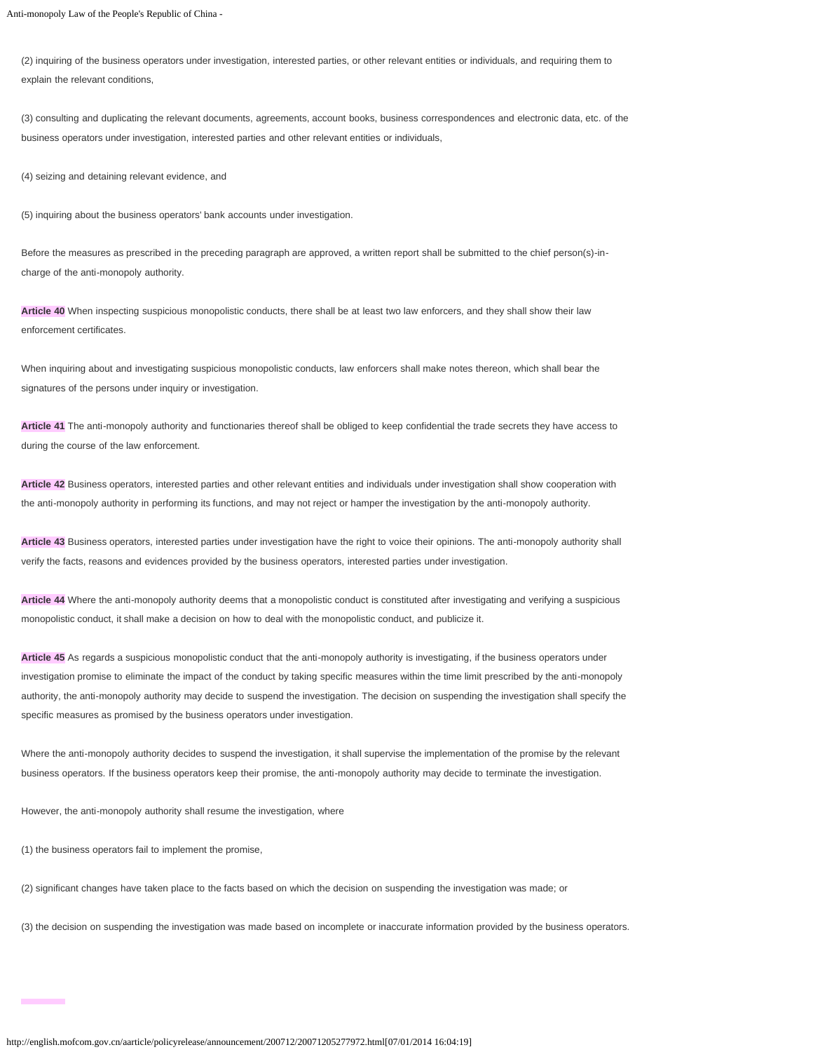(2) inquiring of the business operators under investigation, interested parties, or other relevant entities or individuals, and requiring them to explain the relevant conditions,

(3) consulting and duplicating the relevant documents, agreements, account books, business correspondences and electronic data, etc. of the business operators under investigation, interested parties and other relevant entities or individuals,

(4) seizing and detaining relevant evidence, and

(5) inquiring about the business operators' bank accounts under investigation.

Before the measures as prescribed in the preceding paragraph are approved, a written report shall be submitted to the chief person(s)-in-charge of the anti-monopoly authority.

**Article 40** When inspecting suspicious monopolistic conducts, there shall be at least two law enforcers, and they shall show their law enforcement certificates.

When inquiring about and investigating suspicious monopolistic conducts, law enforcers shall make notes thereon, which shall bear the signatures of the persons under inquiry or investigation.

**Article 41** The anti-monopoly authority and functionaries thereof shall be obliged to keep confidential the trade secrets they have access to during the course of the law enforcement.

**Article 42** Business operators, interested parties and other relevant entities and individuals under investigation shall show cooperation with the anti-monopoly authority in performing its functions, and may not reject or hamper the investigation by the anti-monopoly authority.

**Article 43** Business operators, interested parties under investigation have the right to voice their opinions. The anti-monopoly authority shall verify the facts, reasons and evidences provided by the business operators, interested parties under investigation.

**Article 44** Where the anti-monopoly authority deems that a monopolistic conduct is constituted after investigating and verifying a suspicious monopolistic conduct, it shall make a decision on how to deal with the monopolistic conduct, and publicize it.

**Article 45** As regards a suspicious monopolistic conduct that the anti-monopoly authority is investigating, if the business operators under investigation promise to eliminate the impact of the conduct by taking specific measures within the time limit prescribed by the anti-monopoly authority, the anti-monopoly authority may decide to suspend the investigation. The decision on suspending the investigation shall specify the specific measures as promised by the business operators under investigation.

Where the anti-monopoly authority decides to suspend the investigation, it shall supervise the implementation of the promise by the relevant business operators. If the business operators keep their promise, the anti-monopoly authority may decide to terminate the investigation.

However, the anti-monopoly authority shall resume the investigation, where

(1) the business operators fail to implement the promise,

(2) significant changes have taken place to the facts based on which the decision on suspending the investigation was made; or

(3) the decision on suspending the investigation was made based on incomplete or inaccurate information provided by the business operators.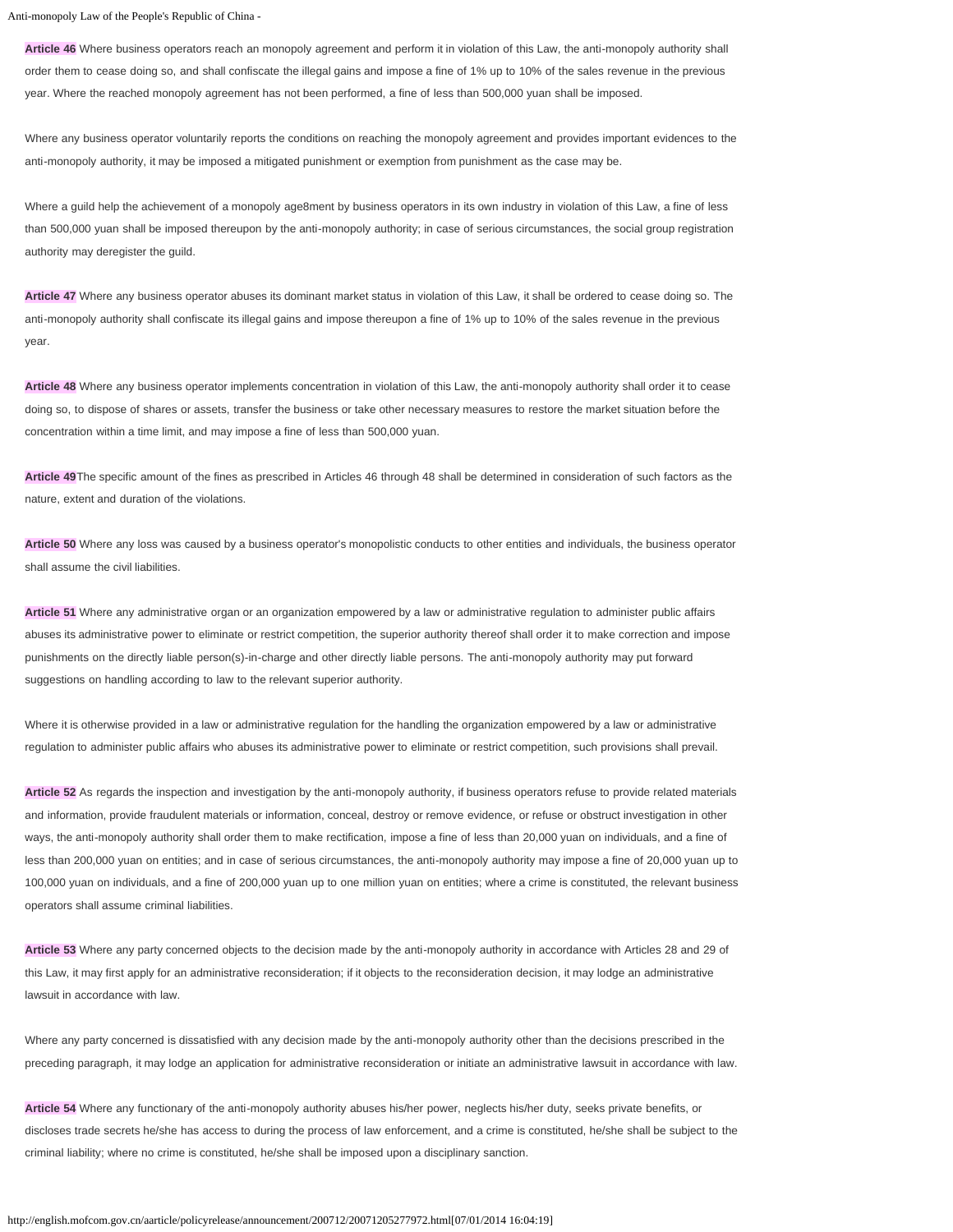**Article 46** Where business operators reach an monopoly agreement and perform it in violation of this Law, the anti-monopoly authority shall order them to cease doing so, and shall confiscate the illegal gains and impose a fine of 1% up to 10% of the sales revenue in the previous year. Where the reached monopoly agreement has not been performed, a fine of less than 500,000 yuan shall be imposed.

Where any business operator voluntarily reports the conditions on reaching the monopoly agreement and provides important evidences to the anti-monopoly authority, it may be imposed a mitigated punishment or exemption from punishment as the case may be.

Where a guild help the achievement of a monopoly age8ment by business operators in its own industry in violation of this Law, a fine of less than 500,000 yuan shall be imposed thereupon by the anti-monopoly authority; in case of serious circumstances, the social group registration authority may deregister the guild.

**Article 47** Where any business operator abuses its dominant market status in violation of this Law, it shall be ordered to cease doing so. The anti-monopoly authority shall confiscate its illegal gains and impose thereupon a fine of 1% up to 10% of the sales revenue in the previous year.

**Article 48** Where any business operator implements concentration in violation of this Law, the anti-monopoly authority shall order it to cease doing so, to dispose of shares or assets, transfer the business or take other necessary measures to restore the market situation before the concentration within a time limit, and may impose a fine of less than 500,000 yuan.

**Article 49**The specific amount of the fines as prescribed in Articles 46 through 48 shall be determined in consideration of such factors as the nature, extent and duration of the violations.

**Article 50** Where any loss was caused by a business operator's monopolistic conducts to other entities and individuals, the business operator shall assume the civil liabilities.

**Article 51** Where any administrative organ or an organization empowered by a law or administrative regulation to administer public affairs abuses its administrative power to eliminate or restrict competition, the superior authority thereof shall order it to make correction and impose punishments on the directly liable person(s)-in-charge and other directly liable persons. The anti-monopoly authority may put forward suggestions on handling according to law to the relevant superior authority.

Where it is otherwise provided in a law or administrative regulation for the handling the organization empowered by a law or administrative regulation to administer public affairs who abuses its administrative power to eliminate or restrict competition, such provisions shall prevail.

**Article 52** As regards the inspection and investigation by the anti-monopoly authority, if business operators refuse to provide related materials and information, provide fraudulent materials or information, conceal, destroy or remove evidence, or refuse or obstruct investigation in other ways, the anti-monopoly authority shall order them to make rectification, impose a fine of less than 20,000 yuan on individuals, and a fine of less than 200,000 yuan on entities; and in case of serious circumstances, the anti-monopoly authority may impose a fine of 20,000 yuan up to 100,000 yuan on individuals, and a fine of 200,000 yuan up to one million yuan on entities; where a crime is constituted, the relevant business operators shall assume criminal liabilities.

**Article 53** Where any party concerned objects to the decision made by the anti-monopoly authority in accordance with Articles 28 and 29 of this Law, it may first apply for an administrative reconsideration; if it objects to the reconsideration decision, it may lodge an administrative lawsuit in accordance with law.

Where any party concerned is dissatisfied with any decision made by the anti-monopoly authority other than the decisions prescribed in the preceding paragraph, it may lodge an application for administrative reconsideration or initiate an administrative lawsuit in accordance with law.

**Article 54** Where any functionary of the anti-monopoly authority abuses his/her power, neglects his/her duty, seeks private benefits, or discloses trade secrets he/she has access to during the process of law enforcement, and a crime is constituted, he/she shall be subject to the criminal liability; where no crime is constituted, he/she shall be imposed upon a disciplinary sanction.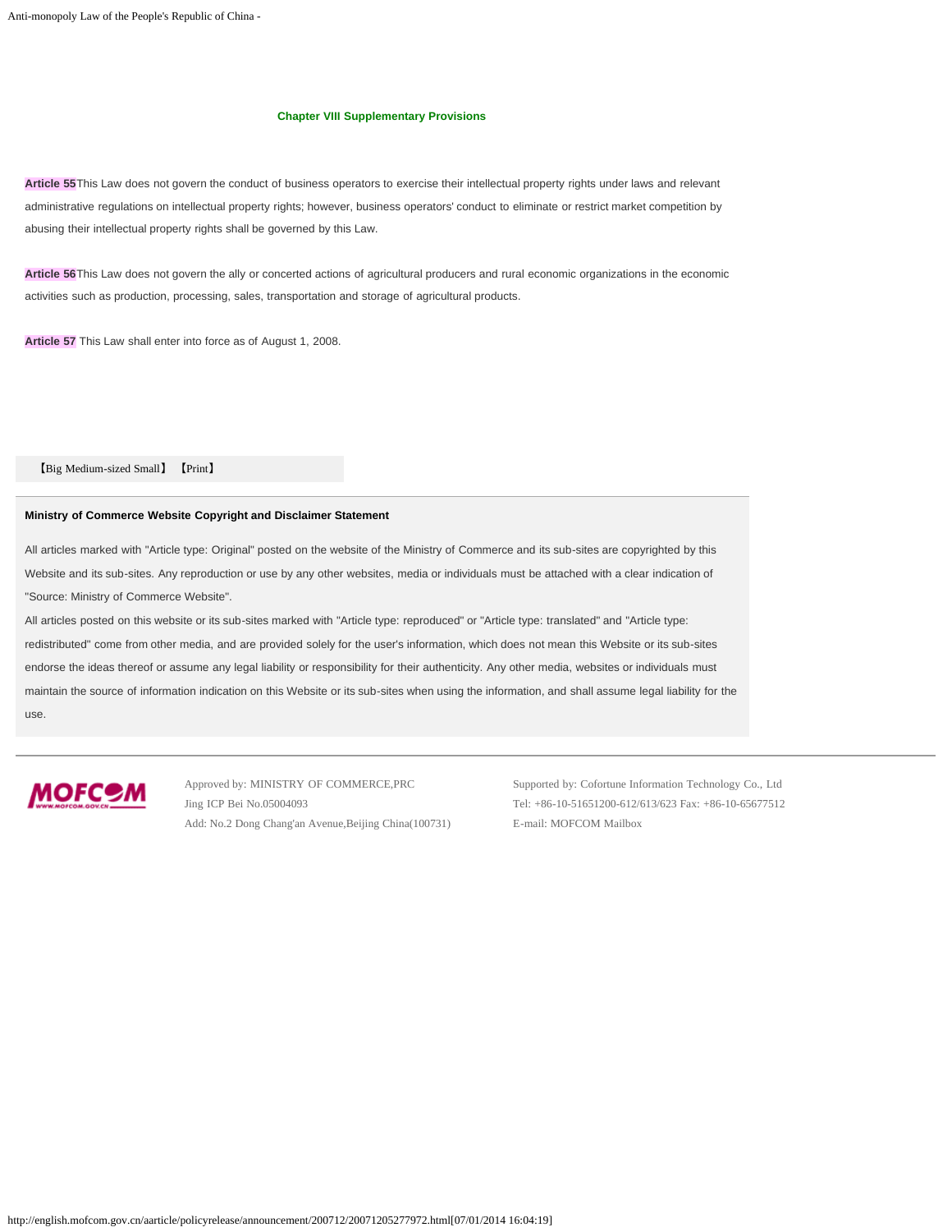## Chapter VIII Supplementary Provisions

**Article 55** This Law does not govern the conduct of business operators to exercise their intellectual property rights under laws and relevant administrative regulations on intellectual property rights; however, business operators' conduct to eliminate or restrict market competition by abusing their intellectual property rights shall be governed by this Law.

**Article 56** This Law does not govern the ally or concerted actions of agricultural producers and rural economic organizations in the economic activities such as production, processing, sales, transportation and storage of agricultural products.

**Article 57** This Law shall enter into force as of August 1, 2008.

【Big Medium-sized Small】 【Print】

**Ministry of Commerce Website Copyright and Disclaimer Statement**

All articles marked with "Article type: Original" posted on the website of the Ministry of Commerce and its sub-sites are copyrighted by this Website and its sub-sites. Any reproduction or use by any other websites, media or individuals must be attached with a clear indication of "Source: Ministry of Commerce Website".

All articles posted on this website or its sub-sites marked with "Article type: reproduced" or "Article type: translated" and "Article type: redistributed" come from other media, and are provided solely for the user's information, which does not mean this Website or its sub-sites endorse the ideas thereof or assume any legal liability or responsibility for their authenticity. Any other media, websites or individuals must maintain the source of information indication on this Website or its sub-sites when using the information, and shall assume legal liability for the use.

MOFCOM
WWW.MOFCOM.GOV.CN

Approved by: MINISTRY OF COMMERCE,PRC
Jing ICP Bei No.05004093
Add: No.2 Dong Chang'an Avenue,Beijing China(100731)

Supported by: Cofortune Information Technology Co., Ltd
Tel: +86-10-51651200-612/613/623 Fax: +86-10-65677512
E-mail: MOFCOM Mailbox